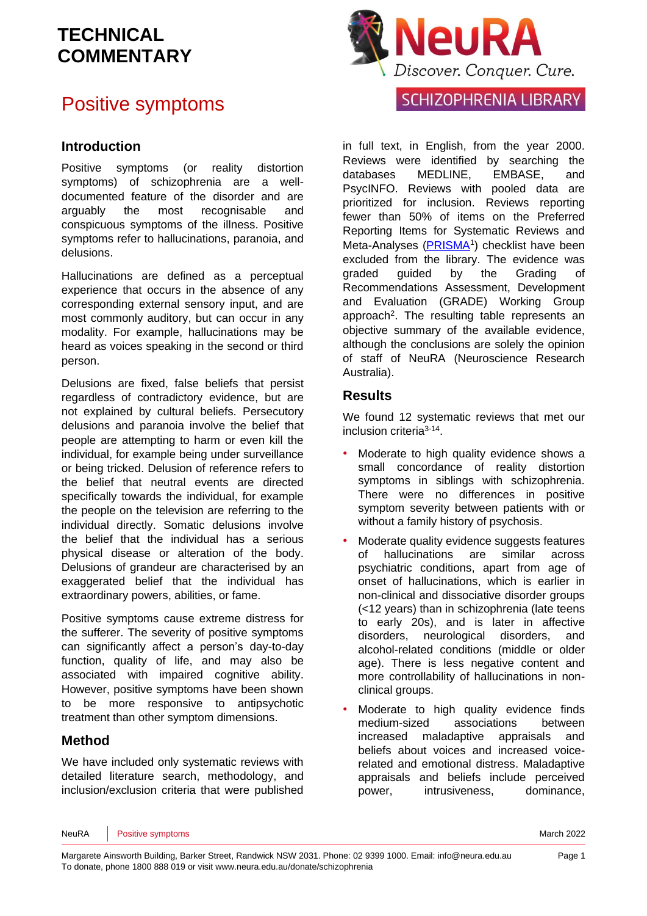TECHNICAL COMMENTARY

NeuRA Discover. Conquer. Cure.

SCHIZOPHRENIA LIBRARY

# Positive symptoms

## Introduction

Positive symptoms (or reality distortion symptoms) of schizophrenia are a well-documented feature of the disorder and are arguably the most recognisable and conspicuous symptoms of the illness. Positive symptoms refer to hallucinations, paranoia, and delusions.

Hallucinations are defined as a perceptual experience that occurs in the absence of any corresponding external sensory input, and are most commonly auditory, but can occur in any modality. For example, hallucinations may be heard as voices speaking in the second or third person.

Delusions are fixed, false beliefs that persist regardless of contradictory evidence, but are not explained by cultural beliefs. Persecutory delusions and paranoia involve the belief that people are attempting to harm or even kill the individual, for example being under surveillance or being tricked. Delusion of reference refers to the belief that neutral events are directed specifically towards the individual, for example the people on the television are referring to the individual directly. Somatic delusions involve the belief that the individual has a serious physical disease or alteration of the body. Delusions of grandeur are characterised by an exaggerated belief that the individual has extraordinary powers, abilities, or fame.

Positive symptoms cause extreme distress for the sufferer. The severity of positive symptoms can significantly affect a person's day-to-day function, quality of life, and may also be associated with impaired cognitive ability. However, positive symptoms have been shown to be more responsive to antipsychotic treatment than other symptom dimensions.

## Method

We have included only systematic reviews with detailed literature search, methodology, and inclusion/exclusion criteria that were published in full text, in English, from the year 2000. Reviews were identified by searching the databases MEDLINE, EMBASE, and PsycINFO. Reviews with pooled data are prioritized for inclusion. Reviews reporting fewer than 50% of items on the Preferred Reporting Items for Systematic Reviews and Meta-Analyses (PRISMA[1]) checklist have been excluded from the library. The evidence was graded guided by the Grading of Recommendations Assessment, Development and Evaluation (GRADE) Working Group approach[2]. The resulting table represents an objective summary of the available evidence, although the conclusions are solely the opinion of staff of NeuRA (Neuroscience Research Australia).

## Results

We found 12 systematic reviews that met our inclusion criteria[3-14].

- Moderate to high quality evidence shows a small concordance of reality distortion symptoms in siblings with schizophrenia. There were no differences in positive symptom severity between patients with or without a family history of psychosis.
- Moderate quality evidence suggests features of hallucinations are similar across psychiatric conditions, apart from age of onset of hallucinations, which is earlier in non-clinical and dissociative disorder groups (<12 years) than in schizophrenia (late teens to early 20s), and is later in affective disorders, neurological disorders, and alcohol-related conditions (middle or older age). There is less negative content and more controllability of hallucinations in non-clinical groups.
- Moderate to high quality evidence finds medium-sized associations between increased maladaptive appraisals and beliefs about voices and increased voice-related and emotional distress. Maladaptive appraisals and beliefs include perceived power, intrusiveness, dominance,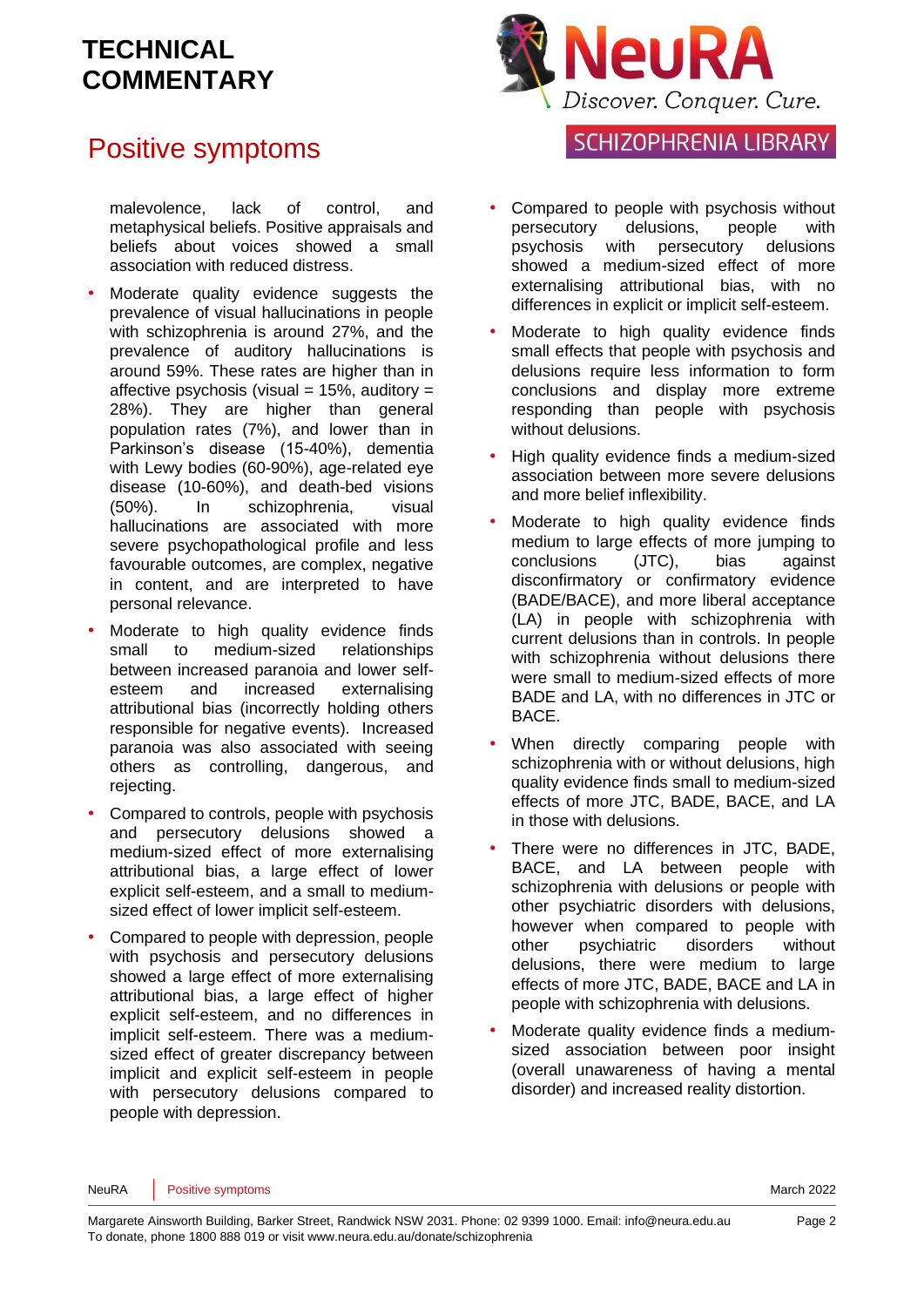malevolence, lack of control, and metaphysical beliefs. Positive appraisals and beliefs about voices showed a small association with reduced distress.

- Moderate quality evidence suggests the prevalence of visual hallucinations in people with schizophrenia is around 27%, and the prevalence of auditory hallucinations is around 59%. These rates are higher than in affective psychosis (visual = 15%, auditory = 28%). They are higher than general population rates (7%), and lower than in Parkinson's disease (15-40%), dementia with Lewy bodies (60-90%), age-related eye disease (10-60%), and death-bed visions (50%). In schizophrenia, visual hallucinations are associated with more severe psychopathological profile and less favourable outcomes, are complex, negative in content, and are interpreted to have personal relevance.
- Moderate to high quality evidence finds small to medium-sized relationships between increased paranoia and lower self-esteem and increased externalising attributional bias (incorrectly holding others responsible for negative events). Increased paranoia was also associated with seeing others as controlling, dangerous, and rejecting.
- Compared to controls, people with psychosis and persecutory delusions showed a medium-sized effect of more externalising attributional bias, a large effect of lower explicit self-esteem, and a small to medium-sized effect of lower implicit self-esteem.
- Compared to people with depression, people with psychosis and persecutory delusions showed a large effect of more externalising attributional bias, a large effect of higher explicit self-esteem, and no differences in implicit self-esteem. There was a medium-sized effect of greater discrepancy between implicit and explicit self-esteem in people with persecutory delusions compared to people with depression.
- Compared to people with psychosis without persecutory delusions, people with psychosis with persecutory delusions showed a medium-sized effect of more externalising attributional bias, with no differences in explicit or implicit self-esteem.
- Moderate to high quality evidence finds small effects that people with psychosis and delusions require less information to form conclusions and display more extreme responding than people with psychosis without delusions.
- High quality evidence finds a medium-sized association between more severe delusions and more belief inflexibility.
- Moderate to high quality evidence finds medium to large effects of more jumping to conclusions (JTC), bias against disconfirmatory or confirmatory evidence (BADE/BACE), and more liberal acceptance (LA) in people with schizophrenia with current delusions than in controls. In people with schizophrenia without delusions there were small to medium-sized effects of more BADE and LA, with no differences in JTC or BACE.
- When directly comparing people with schizophrenia with or without delusions, high quality evidence finds small to medium-sized effects of more JTC, BADE, BACE, and LA in those with delusions.
- There were no differences in JTC, BADE, BACE, and LA between people with schizophrenia with delusions or people with other psychiatric disorders with delusions, however when compared to people with other psychiatric disorders without delusions, there were medium to large effects of more JTC, BADE, BACE and LA in people with schizophrenia with delusions.
- Moderate quality evidence finds a medium-sized association between poor insight (overall unawareness of having a mental disorder) and increased reality distortion.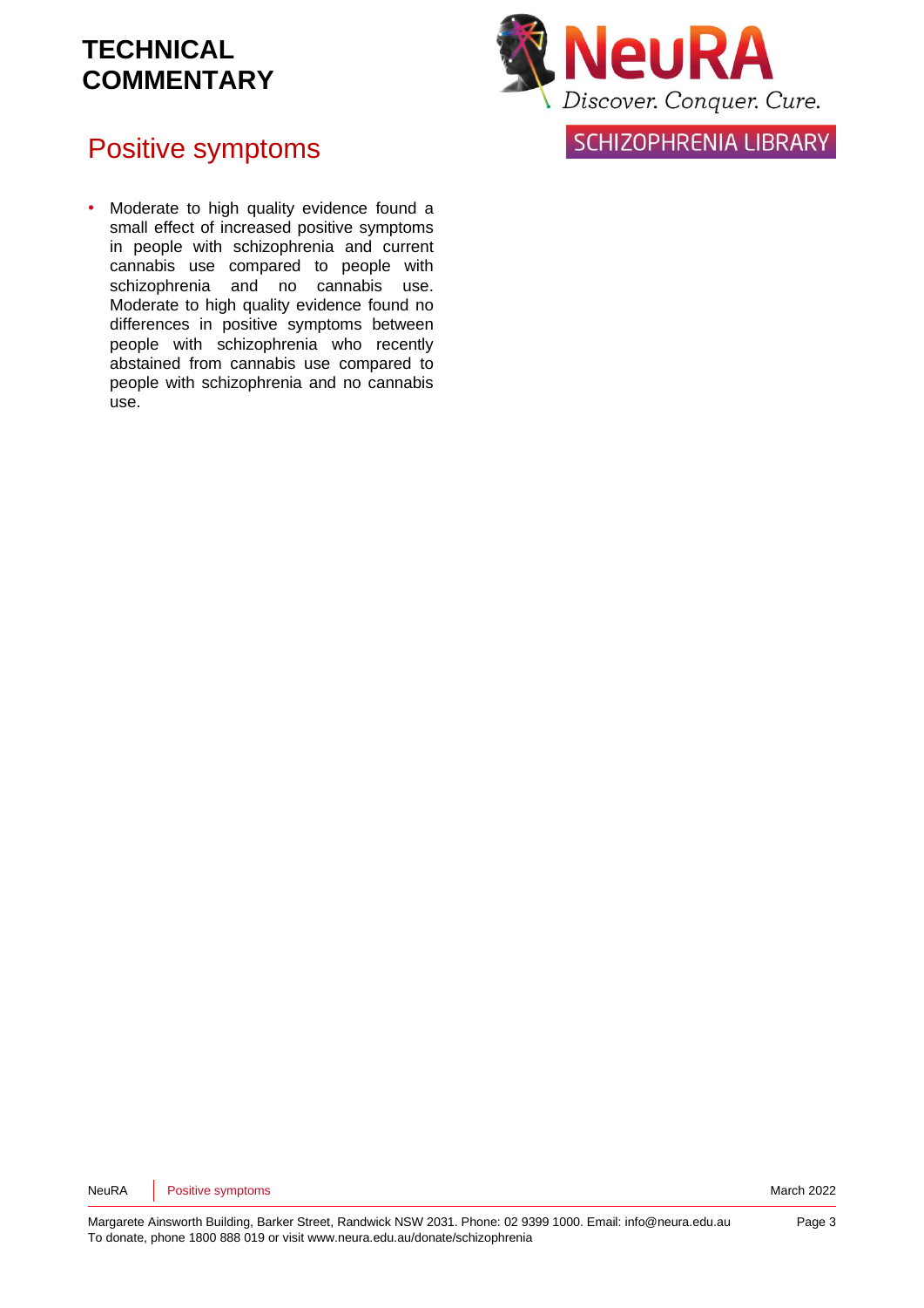## Positive symptoms

- Moderate to high quality evidence found a small effect of increased positive symptoms in people with schizophrenia and current cannabis use compared to people with schizophrenia and no cannabis use. Moderate to high quality evidence found no differences in positive symptoms between people with schizophrenia who recently abstained from cannabis use compared to people with schizophrenia and no cannabis use.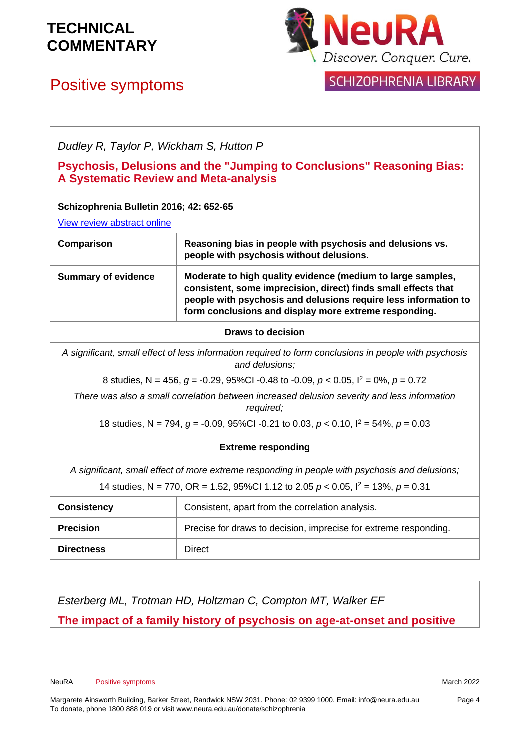*Dudley R, Taylor P, Wickham S, Hutton P*

**Psychosis, Delusions and the "Jumping to Conclusions" Reasoning Bias: A Systematic Review and Meta-analysis**

**Schizophrenia Bulletin 2016; 42: 652-65**

View review abstract online

| | |
|---|---|
| **Comparison** | **Reasoning bias in people with psychosis and delusions vs. people with psychosis without delusions.** |
| **Summary of evidence** | **Moderate to high quality evidence (medium to large samples, consistent, some imprecision, direct) finds small effects that people with psychosis and delusions require less information to form conclusions and display more extreme responding.** |
| **Draws to decision** | |
| *A significant, small effect of less information required to form conclusions in people with psychosis and delusions;* 8 studies, N = 456, $g$ = -0.29, 95%CI -0.48 to -0.09, $p < 0.05$, $I^2$ = 0%, $p$ = 0.72 *There was also a small correlation between increased delusion severity and less information required;* 18 studies, N = 794, $g$ = -0.09, 95%CI -0.21 to 0.03, $p < 0.10$, $I^2$ = 54%, $p$ = 0.03 | |
| **Extreme responding** | |
| *A significant, small effect of more extreme responding in people with psychosis and delusions;* 14 studies, N = 770, OR = 1.52, 95%CI 1.12 to 2.05 $p < 0.05$, $I^2$ = 13%, $p$ = 0.31 | |
| **Consistency** | Consistent, apart from the correlation analysis. |
| **Precision** | Precise for draws to decision, imprecise for extreme responding. |
| **Directness** | Direct |

*Esterberg ML, Trotman HD, Holtzman C, Compton MT, Walker EF*

**The impact of a family history of psychosis on age-at-onset and positive**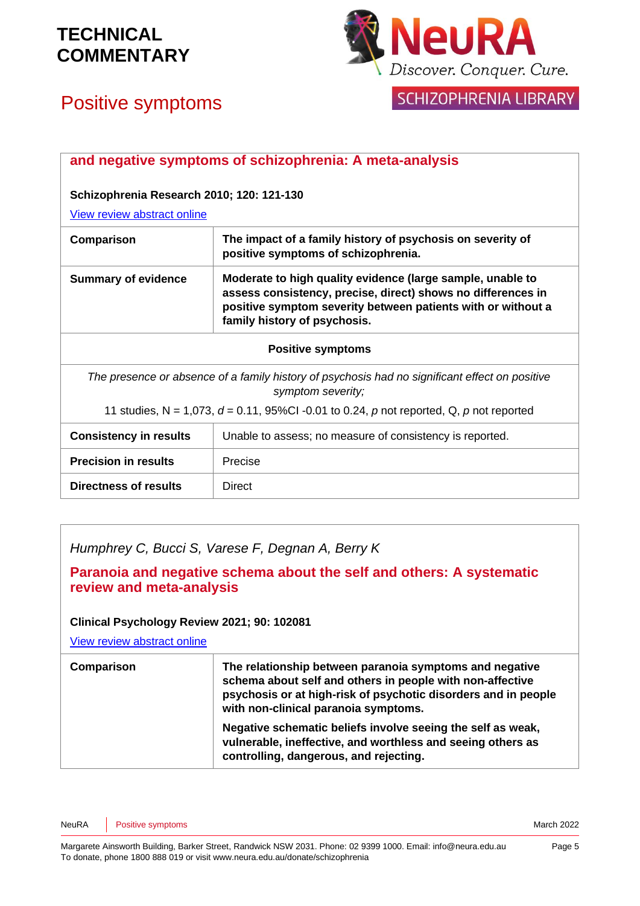**and negative symptoms of schizophrenia: A meta-analysis**

**Schizophrenia Research 2010; 120: 121-130**

View review abstract online

| **Comparison** | **The impact of a family history of psychosis on severity of positive symptoms of schizophrenia.** |
|---|---|
| **Summary of evidence** | **Moderate to high quality evidence (large sample, unable to assess consistency, precise, direct) shows no differences in positive symptom severity between patients with or without a family history of psychosis.** |
| **Positive symptoms** | |
| *The presence or absence of a family history of psychosis had no significant effect on positive symptom severity;* 11 studies, N = 1,073, *d* = 0.11, 95%CI -0.01 to 0.24, *p* not reported, Q, *p* not reported | |
| **Consistency in results** | Unable to assess; no measure of consistency is reported. |
| **Precision in results** | Precise |
| **Directness of results** | Direct |

*Humphrey C, Bucci S, Varese F, Degnan A, Berry K*

**Paranoia and negative schema about the self and others: A systematic review and meta-analysis**

**Clinical Psychology Review 2021; 90: 102081**

View review abstract online

| **Comparison** | **The relationship between paranoia symptoms and negative schema about self and others in people with non-affective psychosis or at high-risk of psychotic disorders and in people with non-clinical paranoia symptoms.** **Negative schematic beliefs involve seeing the self as weak, vulnerable, ineffective, and worthless and seeing others as controlling, dangerous, and rejecting.** |
|---|---|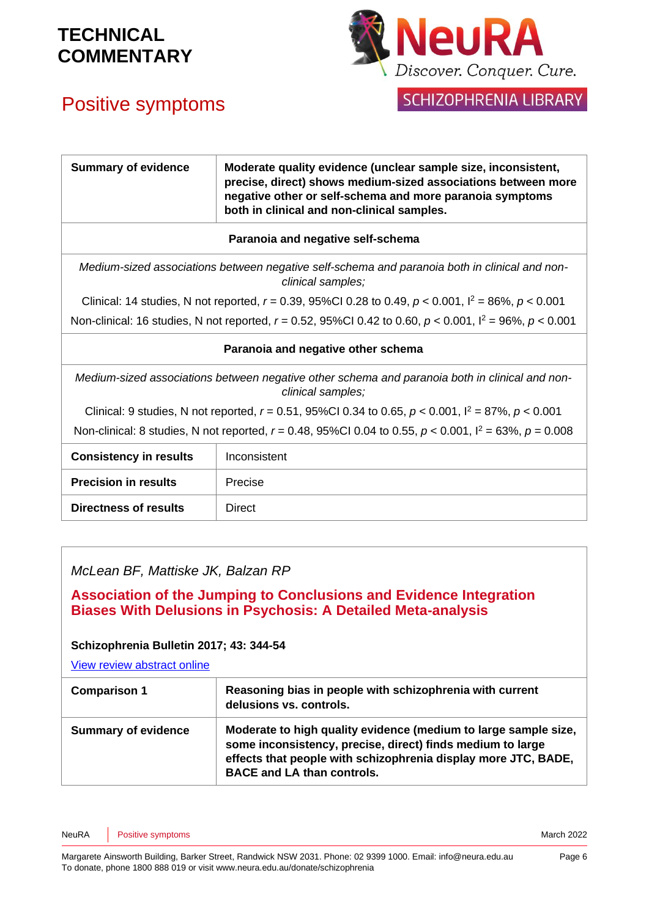| Summary of evidence | **Moderate quality evidence (unclear sample size, inconsistent, precise, direct) shows medium-sized associations between more negative other or self-schema and more paranoia symptoms both in clinical and non-clinical samples.** |
|---|---|
| **Paranoia and negative self-schema** | |
| *Medium-sized associations between negative self-schema and paranoia both in clinical and non-clinical samples;* | |
| Clinical: 14 studies, N not reported, $r = 0.39$, 95%CI 0.28 to 0.49, $p < 0.001$, $I^2 = 86\%$, $p < 0.001$ | |
| Non-clinical: 16 studies, N not reported, $r = 0.52$, 95%CI 0.42 to 0.60, $p < 0.001$, $I^2 = 96\%$, $p < 0.001$ | |
| **Paranoia and negative other schema** | |
| *Medium-sized associations between negative other schema and paranoia both in clinical and non-clinical samples;* | |
| Clinical: 9 studies, N not reported, $r = 0.51$, 95%CI 0.34 to 0.65, $p < 0.001$, $I^2 = 87\%$, $p < 0.001$ | |
| Non-clinical: 8 studies, N not reported, $r = 0.48$, 95%CI 0.04 to 0.55, $p < 0.001$, $I^2 = 63\%$, $p = 0.008$ | |
| **Consistency in results** | Inconsistent |
| **Precision in results** | Precise |
| **Directness of results** | Direct |

*McLean BF, Mattiske JK, Balzan RP*

## Association of the Jumping to Conclusions and Evidence Integration Biases With Delusions in Psychosis: A Detailed Meta-analysis

**Schizophrenia Bulletin 2017; 43: 344-54**

View review abstract online

| Comparison 1 | **Reasoning bias in people with schizophrenia with current delusions vs. controls.** |
|---|---|
| **Summary of evidence** | **Moderate to high quality evidence (medium to large sample size, some inconsistency, precise, direct) finds medium to large effects that people with schizophrenia display more JTC, BADE, BACE and LA than controls.** |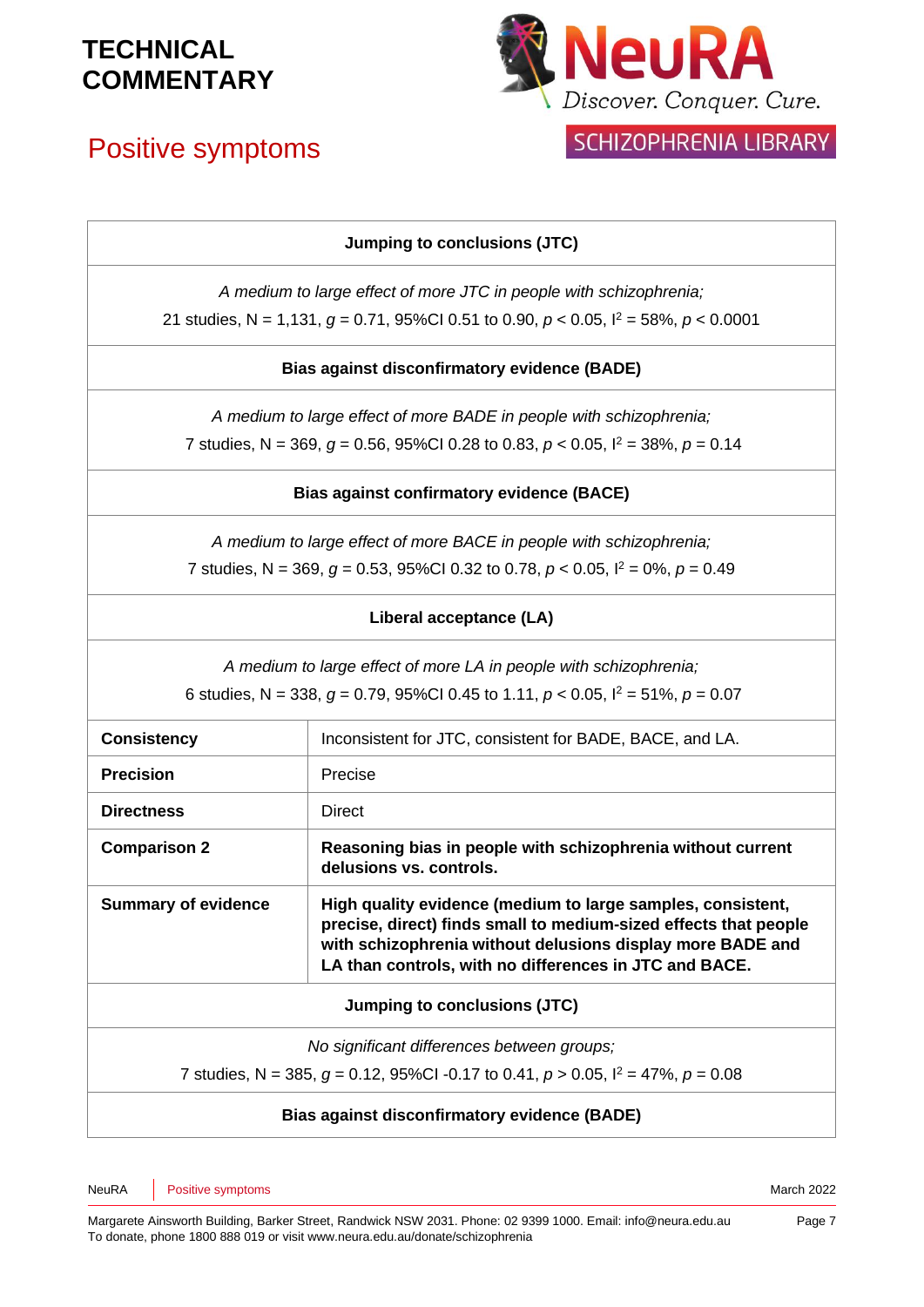| Jumping to conclusions (JTC) | |
|---|---|
| *A medium to large effect of more JTC in people with schizophrenia;* 21 studies, N = 1,131, $g$ = 0.71, 95%CI 0.51 to 0.90, $p < 0.05$, $I^2$ = 58%, $p < 0.0001$ | |
| **Bias against disconfirmatory evidence (BADE)** | |
| *A medium to large effect of more BADE in people with schizophrenia;* 7 studies, N = 369, $g$ = 0.56, 95%CI 0.28 to 0.83, $p < 0.05$, $I^2$ = 38%, $p$ = 0.14 | |
| **Bias against confirmatory evidence (BACE)** | |
| *A medium to large effect of more BACE in people with schizophrenia;* 7 studies, N = 369, $g$ = 0.53, 95%CI 0.32 to 0.78, $p < 0.05$, $I^2$ = 0%, $p$ = 0.49 | |
| **Liberal acceptance (LA)** | |
| *A medium to large effect of more LA in people with schizophrenia;* 6 studies, N = 338, $g$ = 0.79, 95%CI 0.45 to 1.11, $p < 0.05$, $I^2$ = 51%, $p$ = 0.07 | |
| **Consistency** | Inconsistent for JTC, consistent for BADE, BACE, and LA. |
| **Precision** | Precise |
| **Directness** | Direct |
| **Comparison 2** | **Reasoning bias in people with schizophrenia without current delusions vs. controls.** |
| **Summary of evidence** | **High quality evidence (medium to large samples, consistent, precise, direct) finds small to medium-sized effects that people with schizophrenia without delusions display more BADE and LA than controls, with no differences in JTC and BACE.** |
| **Jumping to conclusions (JTC)** | |
| *No significant differences between groups;* 7 studies, N = 385, $g$ = 0.12, 95%CI -0.17 to 0.41, $p > 0.05$, $I^2$ = 47%, $p$ = 0.08 | |
| **Bias against disconfirmatory evidence (BADE)** | |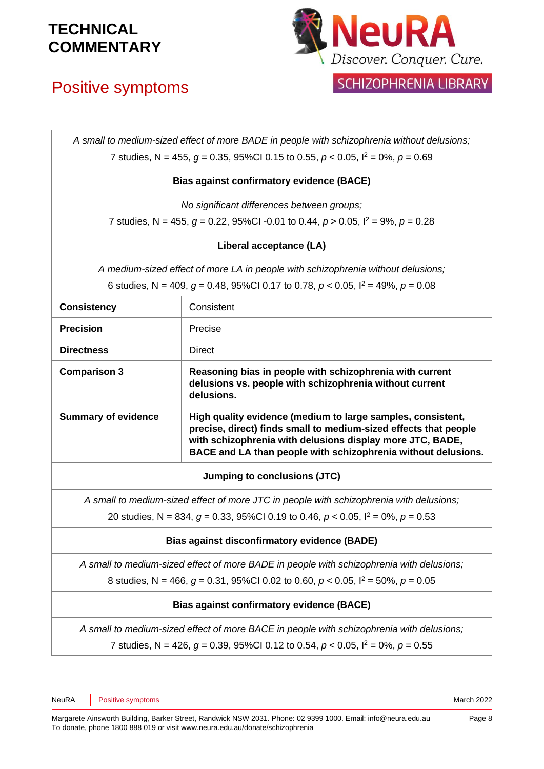| | |
|---|---|
| *A small to medium-sized effect of more BADE in people with schizophrenia without delusions;* 7 studies, N = 455, $g$ = 0.35, 95%CI 0.15 to 0.55, $p$ < 0.05, $I^2$ = 0%, $p$ = 0.69 | |
| **Bias against confirmatory evidence (BACE)** | |
| *No significant differences between groups;* 7 studies, N = 455, $g$ = 0.22, 95%CI -0.01 to 0.44, $p$ > 0.05, $I^2$ = 9%, $p$ = 0.28 | |
| **Liberal acceptance (LA)** | |
| *A medium-sized effect of more LA in people with schizophrenia without delusions;* 6 studies, N = 409, $g$ = 0.48, 95%CI 0.17 to 0.78, $p$ < 0.05, $I^2$ = 49%, $p$ = 0.08 | |
| **Consistency** | Consistent |
| **Precision** | Precise |
| **Directness** | Direct |
| **Comparison 3** | **Reasoning bias in people with schizophrenia with current delusions vs. people with schizophrenia without current delusions.** |
| **Summary of evidence** | **High quality evidence (medium to large samples, consistent, precise, direct) finds small to medium-sized effects that people with schizophrenia with delusions display more JTC, BADE, BACE and LA than people with schizophrenia without delusions.** |
| **Jumping to conclusions (JTC)** | |
| *A small to medium-sized effect of more JTC in people with schizophrenia with delusions;* 20 studies, N = 834, $g$ = 0.33, 95%CI 0.19 to 0.46, $p$ < 0.05, $I^2$ = 0%, $p$ = 0.53 | |
| **Bias against disconfirmatory evidence (BADE)** | |
| *A small to medium-sized effect of more BADE in people with schizophrenia with delusions;* 8 studies, N = 466, $g$ = 0.31, 95%CI 0.02 to 0.60, $p$ < 0.05, $I^2$ = 50%, $p$ = 0.05 | |
| **Bias against confirmatory evidence (BACE)** | |
| *A small to medium-sized effect of more BACE in people with schizophrenia with delusions;* 7 studies, N = 426, $g$ = 0.39, 95%CI 0.12 to 0.54, $p$ < 0.05, $I^2$ = 0%, $p$ = 0.55 | |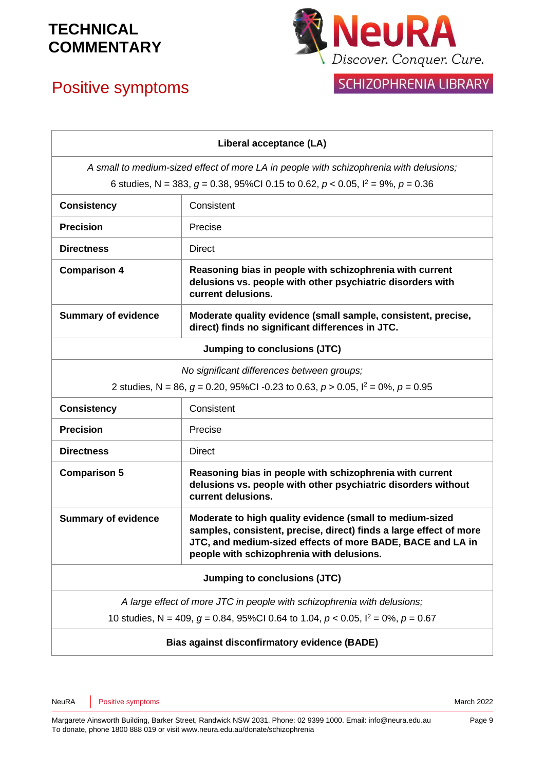| Liberal acceptance (LA) | |
|---|---|
| *A small to medium-sized effect of more LA in people with schizophrenia with delusions;* 6 studies, N = 383, $g$ = 0.38, 95%CI 0.15 to 0.62, $p < 0.05$, $I^2$ = 9%, $p$ = 0.36 | |
| **Consistency** | Consistent |
| **Precision** | Precise |
| **Directness** | Direct |
| **Comparison 4** | **Reasoning bias in people with schizophrenia with current delusions vs. people with other psychiatric disorders with current delusions.** |
| **Summary of evidence** | **Moderate quality evidence (small sample, consistent, precise, direct) finds no significant differences in JTC.** |
| **Jumping to conclusions (JTC)** | |
| *No significant differences between groups;* 2 studies, N = 86, $g$ = 0.20, 95%CI -0.23 to 0.63, $p > 0.05$, $I^2$ = 0%, $p$ = 0.95 | |
| **Consistency** | Consistent |
| **Precision** | Precise |
| **Directness** | Direct |
| **Comparison 5** | **Reasoning bias in people with schizophrenia with current delusions vs. people with other psychiatric disorders without current delusions.** |
| **Summary of evidence** | **Moderate to high quality evidence (small to medium-sized samples, consistent, precise, direct) finds a large effect of more JTC, and medium-sized effects of more BADE, BACE and LA in people with schizophrenia with delusions.** |
| **Jumping to conclusions (JTC)** | |
| *A large effect of more JTC in people with schizophrenia with delusions;* 10 studies, N = 409, $g$ = 0.84, 95%CI 0.64 to 1.04, $p < 0.05$, $I^2$ = 0%, $p$ = 0.67 | |
| **Bias against disconfirmatory evidence (BADE)** | |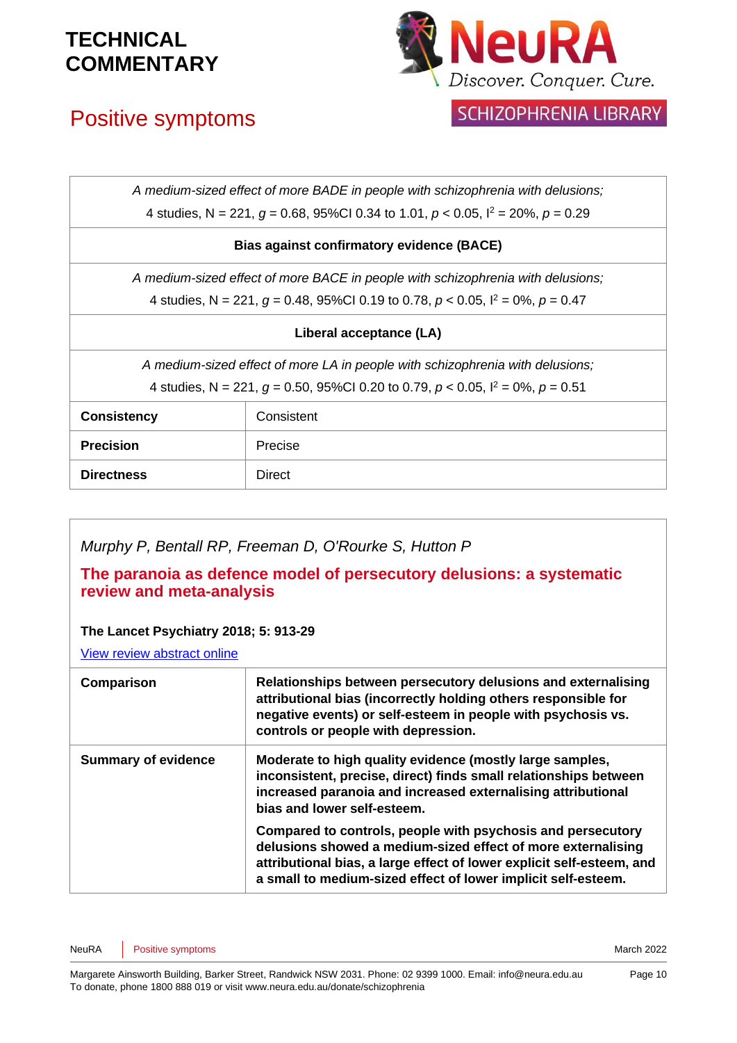| | |
|---|---|
| *A medium-sized effect of more BADE in people with schizophrenia with delusions;* 4 studies, N = 221, $g$ = 0.68, 95%CI 0.34 to 1.01, $p < 0.05$, $I^2$ = 20%, $p$ = 0.29 | |
| **Bias against confirmatory evidence (BACE)** | |
| *A medium-sized effect of more BACE in people with schizophrenia with delusions;* 4 studies, N = 221, $g$ = 0.48, 95%CI 0.19 to 0.78, $p < 0.05$, $I^2$ = 0%, $p$ = 0.47 | |
| **Liberal acceptance (LA)** | |
| *A medium-sized effect of more LA in people with schizophrenia with delusions;* 4 studies, N = 221, $g$ = 0.50, 95%CI 0.20 to 0.79, $p < 0.05$, $I^2$ = 0%, $p$ = 0.51 | |
| **Consistency** | Consistent |
| **Precision** | Precise |
| **Directness** | Direct |

*Murphy P, Bentall RP, Freeman D, O'Rourke S, Hutton P*

## The paranoia as defence model of persecutory delusions: a systematic review and meta-analysis

**The Lancet Psychiatry 2018; 5: 913-29**

[View review abstract online]

| | |
|---|---|
| **Comparison** | **Relationships between persecutory delusions and externalising attributional bias (incorrectly holding others responsible for negative events) or self-esteem in people with psychosis vs. controls or people with depression.** |
| **Summary of evidence** | **Moderate to high quality evidence (mostly large samples, inconsistent, precise, direct) finds small relationships between increased paranoia and increased externalising attributional bias and lower self-esteem.** **Compared to controls, people with psychosis and persecutory delusions showed a medium-sized effect of more externalising attributional bias, a large effect of lower explicit self-esteem, and a small to medium-sized effect of lower implicit self-esteem.** |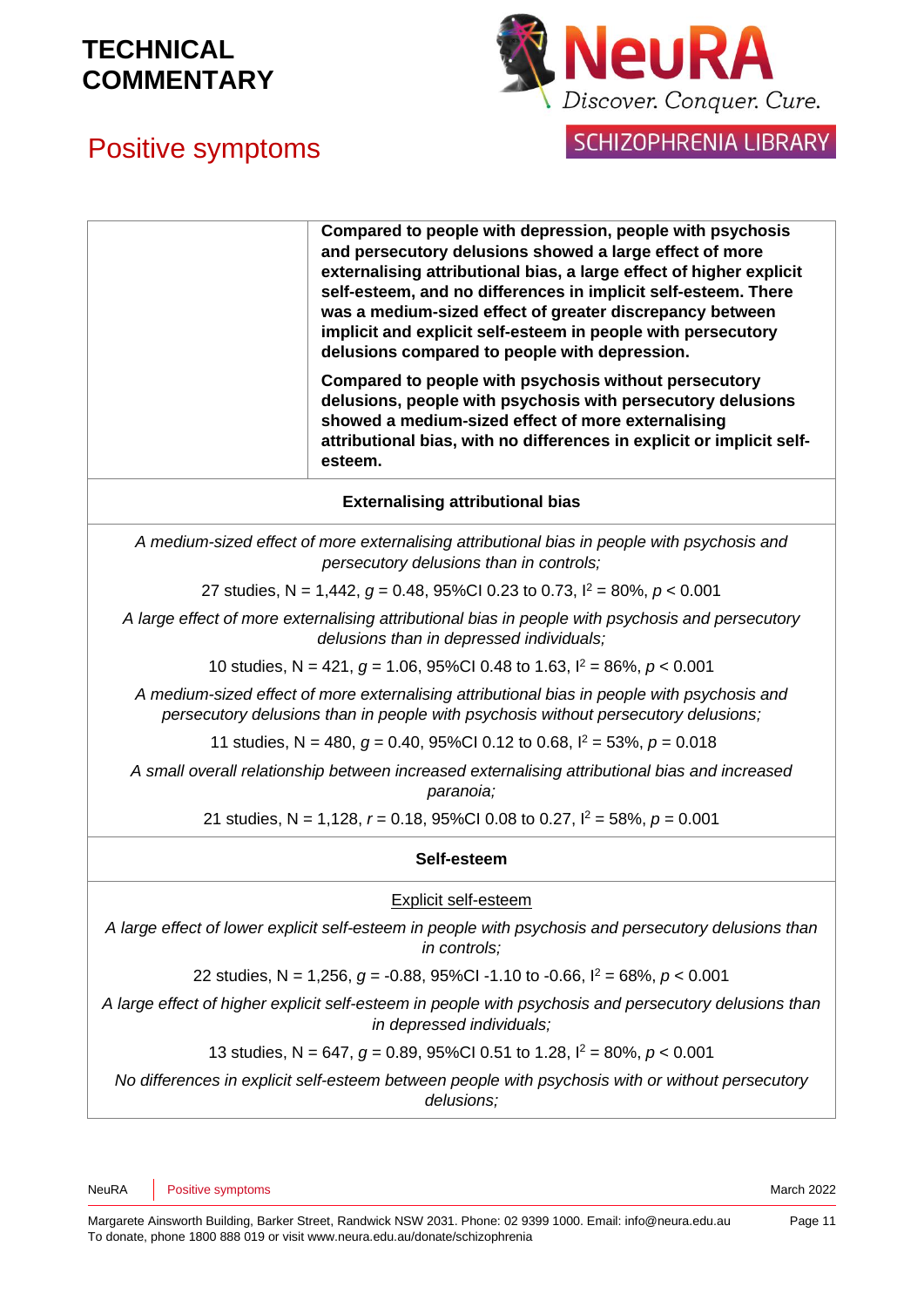| | |
|---|---|
| | **Compared to people with depression, people with psychosis and persecutory delusions showed a large effect of more externalising attributional bias, a large effect of higher explicit self-esteem, and no differences in implicit self-esteem. There was a medium-sized effect of greater discrepancy between implicit and explicit self-esteem in people with persecutory delusions compared to people with depression.**<br><br>**Compared to people with psychosis without persecutory delusions, people with psychosis with persecutory delusions showed a medium-sized effect of more externalising attributional bias, with no differences in explicit or implicit self-esteem.** |

**Externalising attributional bias**

*A medium-sized effect of more externalising attributional bias in people with psychosis and persecutory delusions than in controls;*

27 studies, N = 1,442, $g$ = 0.48, 95%CI 0.23 to 0.73, $I^2$ = 80%, $p < 0.001$

*A large effect of more externalising attributional bias in people with psychosis and persecutory delusions than in depressed individuals;*

10 studies, N = 421, $g$ = 1.06, 95%CI 0.48 to 1.63, $I^2$ = 86%, $p < 0.001$

*A medium-sized effect of more externalising attributional bias in people with psychosis and persecutory delusions than in people with psychosis without persecutory delusions;*

11 studies, N = 480, $g$ = 0.40, 95%CI 0.12 to 0.68, $I^2$ = 53%, $p = 0.018$

*A small overall relationship between increased externalising attributional bias and increased paranoia;*

21 studies, N = 1,128, $r$ = 0.18, 95%CI 0.08 to 0.27, $I^2$ = 58%, $p = 0.001$

**Self-esteem**

Explicit self-esteem

*A large effect of lower explicit self-esteem in people with psychosis and persecutory delusions than in controls;*

22 studies, N = 1,256, $g$ = -0.88, 95%CI -1.10 to -0.66, $I^2$ = 68%, $p < 0.001$

*A large effect of higher explicit self-esteem in people with psychosis and persecutory delusions than in depressed individuals;*

13 studies, N = 647, $g$ = 0.89, 95%CI 0.51 to 1.28, $I^2$ = 80%, $p < 0.001$

*No differences in explicit self-esteem between people with psychosis with or without persecutory delusions;*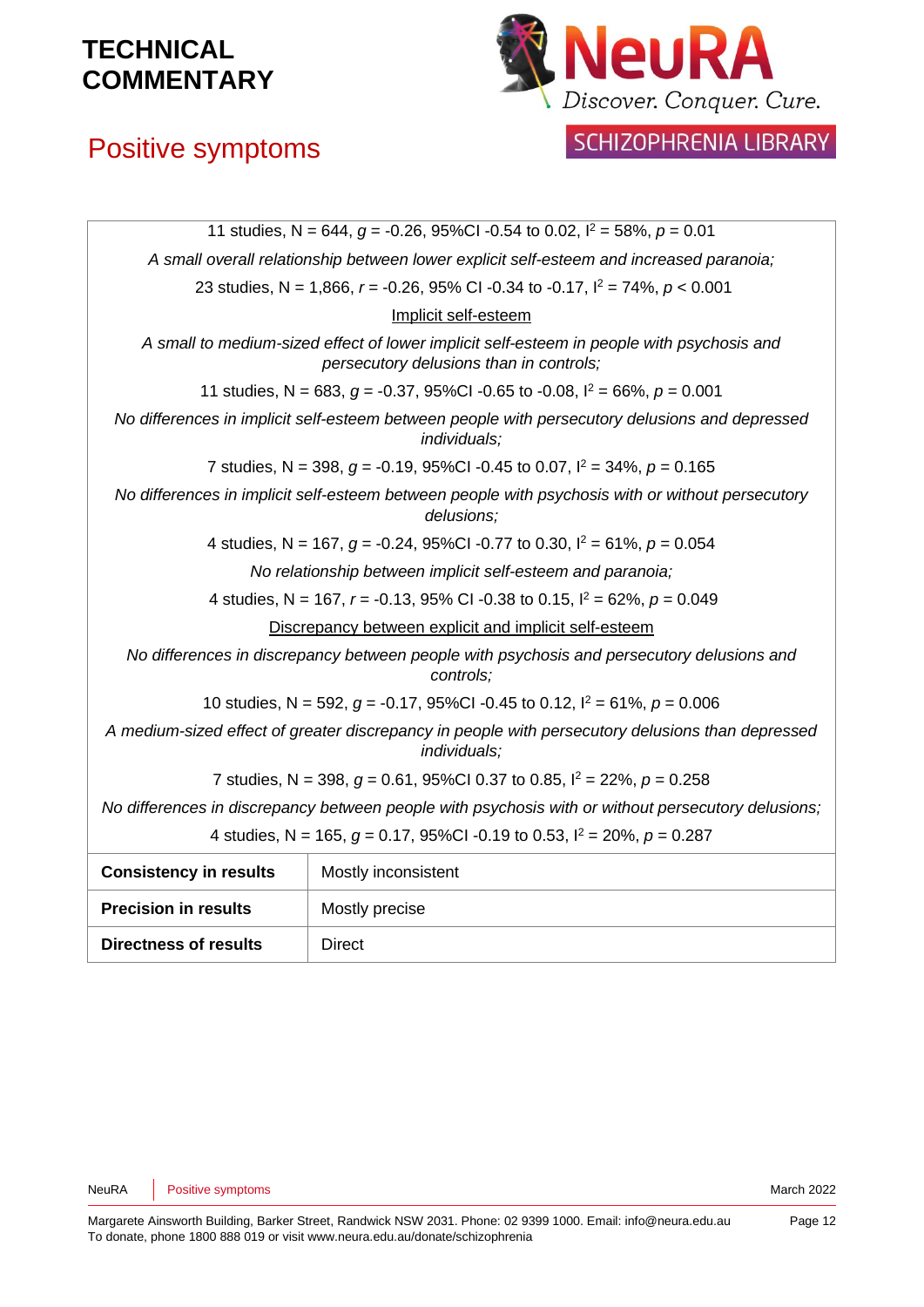11 studies, N = 644, $g$ = -0.26, 95%CI -0.54 to 0.02, $I^2$ = 58%, $p$ = 0.01

*A small overall relationship between lower explicit self-esteem and increased paranoia;*

23 studies, N = 1,866, $r$ = -0.26, 95% CI -0.34 to -0.17, $I^2$ = 74%, $p$ < 0.001

Implicit self-esteem

*A small to medium-sized effect of lower implicit self-esteem in people with psychosis and persecutory delusions than in controls;*

11 studies, N = 683, $g$ = -0.37, 95%CI -0.65 to -0.08, $I^2$ = 66%, $p$ = 0.001

*No differences in implicit self-esteem between people with persecutory delusions and depressed individuals;*

7 studies, N = 398, $g$ = -0.19, 95%CI -0.45 to 0.07, $I^2$ = 34%, $p$ = 0.165

*No differences in implicit self-esteem between people with psychosis with or without persecutory delusions;*

4 studies, N = 167, $g$ = -0.24, 95%CI -0.77 to 0.30, $I^2$ = 61%, $p$ = 0.054

*No relationship between implicit self-esteem and paranoia;*

4 studies, N = 167, $r$ = -0.13, 95% CI -0.38 to 0.15, $I^2$ = 62%, $p$ = 0.049

Discrepancy between explicit and implicit self-esteem

*No differences in discrepancy between people with psychosis and persecutory delusions and controls;*

10 studies, N = 592, $g$ = -0.17, 95%CI -0.45 to 0.12, $I^2$ = 61%, $p$ = 0.006

*A medium-sized effect of greater discrepancy in people with persecutory delusions than depressed individuals;*

7 studies, N = 398, $g$ = 0.61, 95%CI 0.37 to 0.85, $I^2$ = 22%, $p$ = 0.258

*No differences in discrepancy between people with psychosis with or without persecutory delusions;*

4 studies, N = 165, $g$ = 0.17, 95%CI -0.19 to 0.53, $I^2$ = 20%, $p$ = 0.287

| | |
|---|---|
| **Consistency in results** | Mostly inconsistent |
| **Precision in results** | Mostly precise |
| **Directness of results** | Direct |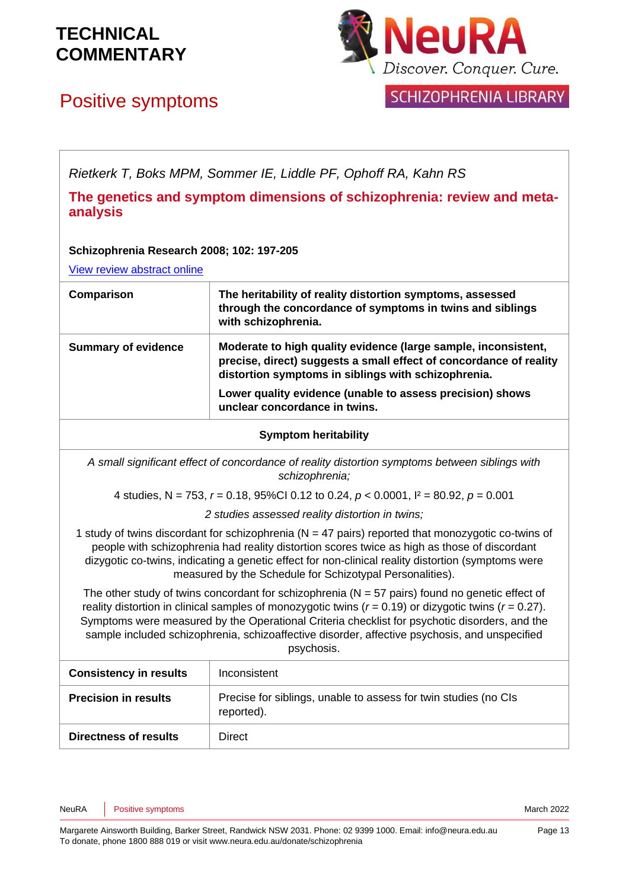# TECHNICAL COMMENTARY

## Positive symptoms

*Rietkerk T, Boks MPM, Sommer IE, Liddle PF, Ophoff RA, Kahn RS*

**The genetics and symptom dimensions of schizophrenia: review and meta-analysis**

**Schizophrenia Research 2008; 102: 197-205**

[View review abstract online](#)

| | |
|---|---|
| **Comparison** | **The heritability of reality distortion symptoms, assessed through the concordance of symptoms in twins and siblings with schizophrenia.** |
| **Summary of evidence** | **Moderate to high quality evidence (large sample, inconsistent, precise, direct) suggests a small effect of concordance of reality distortion symptoms in siblings with schizophrenia.** <br> **Lower quality evidence (unable to assess precision) shows unclear concordance in twins.** |

**Symptom heritability**

*A small significant effect of concordance of reality distortion symptoms between siblings with schizophrenia;*

4 studies, N = 753, $r$ = 0.18, 95%CI 0.12 to 0.24, $p$ < 0.0001, $I^2$ = 80.92, $p$ = 0.001

*2 studies assessed reality distortion in twins;*

1 study of twins discordant for schizophrenia (N = 47 pairs) reported that monozygotic co-twins of people with schizophrenia had reality distortion scores twice as high as those of discordant dizygotic co-twins, indicating a genetic effect for non-clinical reality distortion (symptoms were measured by the Schedule for Schizotypal Personalities).

The other study of twins concordant for schizophrenia (N = 57 pairs) found no genetic effect of reality distortion in clinical samples of monozygotic twins ($r$ = 0.19) or dizygotic twins ($r$ = 0.27). Symptoms were measured by the Operational Criteria checklist for psychotic disorders, and the sample included schizophrenia, schizoaffective disorder, affective psychosis, and unspecified psychosis.

| | |
|---|---|
| **Consistency in results** | Inconsistent |
| **Precision in results** | Precise for siblings, unable to assess for twin studies (no CIs reported). |
| **Directness of results** | Direct |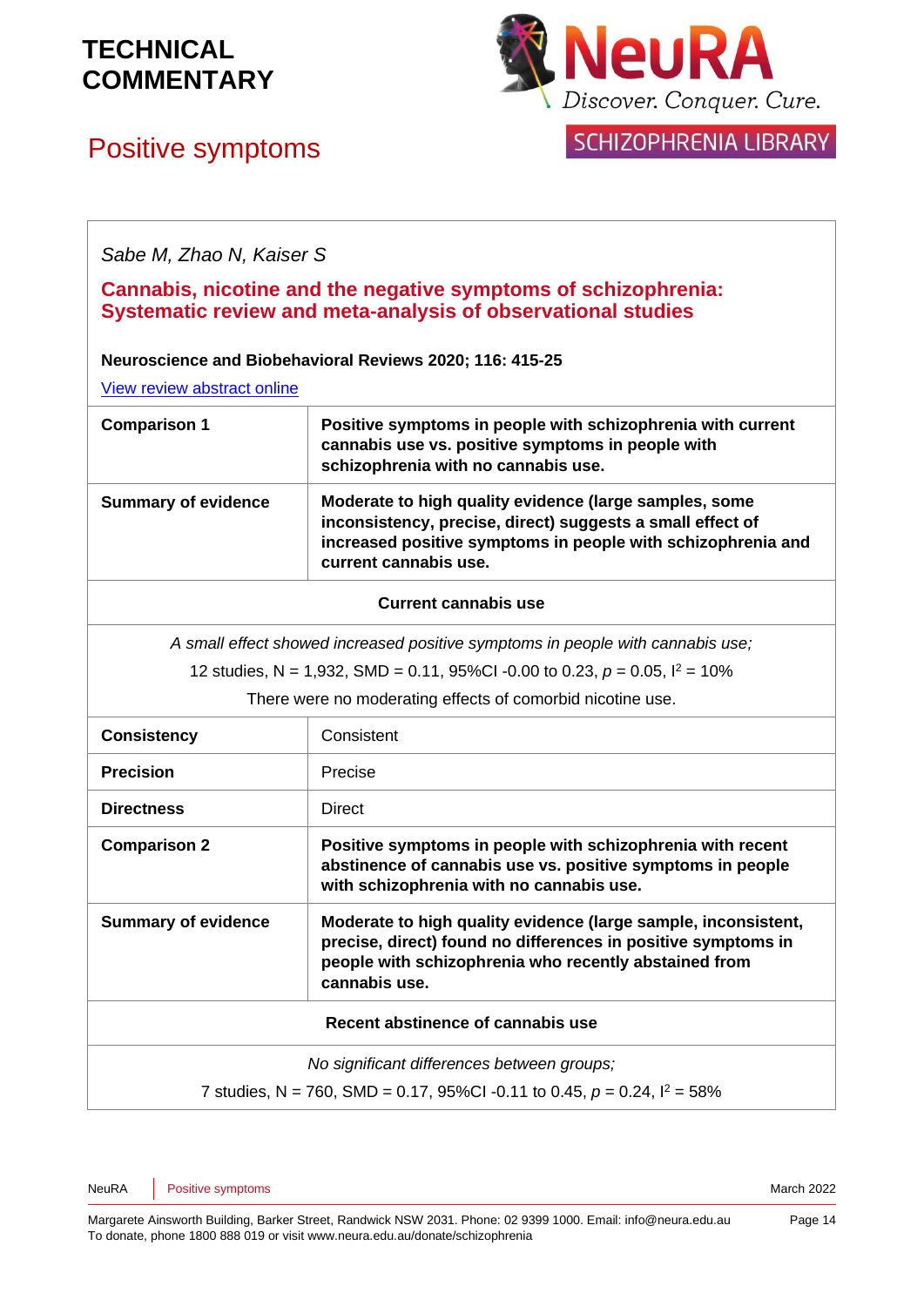# TECHNICAL COMMENTARY

## Positive symptoms

*Sabe M, Zhao N, Kaiser S*

**Cannabis, nicotine and the negative symptoms of schizophrenia: Systematic review and meta-analysis of observational studies**

**Neuroscience and Biobehavioral Reviews 2020; 116: 415-25**

View review abstract online

| | |
|---|---|
| **Comparison 1** | **Positive symptoms in people with schizophrenia with current cannabis use vs. positive symptoms in people with schizophrenia with no cannabis use.** |
| **Summary of evidence** | **Moderate to high quality evidence (large samples, some inconsistency, precise, direct) suggests a small effect of increased positive symptoms in people with schizophrenia and current cannabis use.** |
| **Current cannabis use** | |
| *A small effect showed increased positive symptoms in people with cannabis use;* 12 studies, N = 1,932, SMD = 0.11, 95%CI -0.00 to 0.23, $p$ = 0.05, $I^2$ = 10% There were no moderating effects of comorbid nicotine use. | |
| **Consistency** | Consistent |
| **Precision** | Precise |
| **Directness** | Direct |
| **Comparison 2** | **Positive symptoms in people with schizophrenia with recent abstinence of cannabis use vs. positive symptoms in people with schizophrenia with no cannabis use.** |
| **Summary of evidence** | **Moderate to high quality evidence (large sample, inconsistent, precise, direct) found no differences in positive symptoms in people with schizophrenia who recently abstained from cannabis use.** |
| **Recent abstinence of cannabis use** | |
| *No significant differences between groups;* 7 studies, N = 760, SMD = 0.17, 95%CI -0.11 to 0.45, $p$ = 0.24, $I^2$ = 58% | |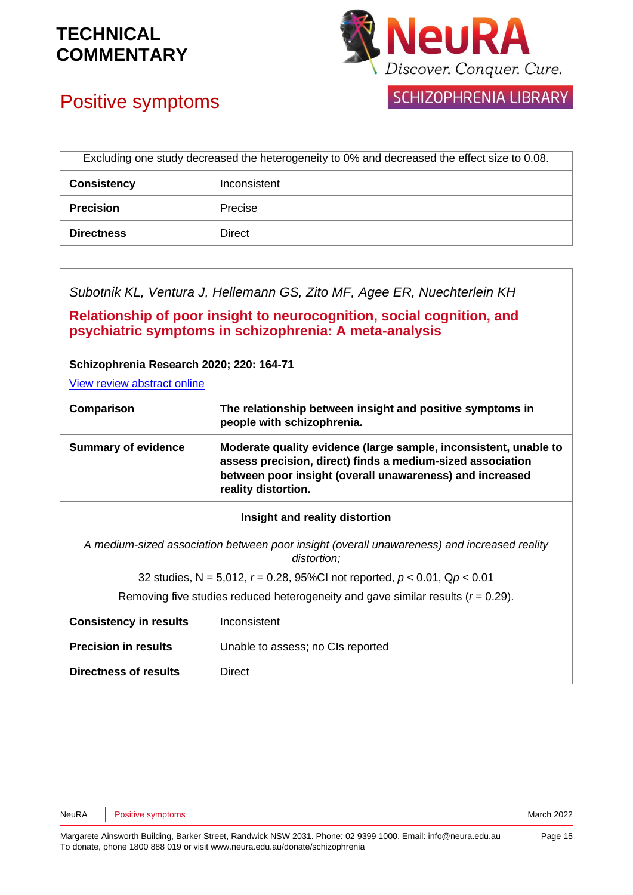| Excluding one study decreased the heterogeneity to 0% and decreased the effect size to 0.08. | |
|---|---|
| **Consistency** | Inconsistent |
| **Precision** | Precise |
| **Directness** | Direct |

*Subotnik KL, Ventura J, Hellemann GS, Zito MF, Agee ER, Nuechterlein KH*

**Relationship of poor insight to neurocognition, social cognition, and psychiatric symptoms in schizophrenia: A meta-analysis**

**Schizophrenia Research 2020; 220: 164-71**

View review abstract online

| **Comparison** | **The relationship between insight and positive symptoms in people with schizophrenia.** |
|---|---|
| **Summary of evidence** | **Moderate quality evidence (large sample, inconsistent, unable to assess precision, direct) finds a medium-sized association between poor insight (overall unawareness) and increased reality distortion.** |
| **Insight and reality distortion** | |
| *A medium-sized association between poor insight (overall unawareness) and increased reality distortion;* 32 studies, N = 5,012, $r = 0.28$, 95%CI not reported, $p < 0.01$, Q$p < 0.01$ Removing five studies reduced heterogeneity and gave similar results ($r = 0.29$). | |
| **Consistency in results** | Inconsistent |
| **Precision in results** | Unable to assess; no CIs reported |
| **Directness of results** | Direct |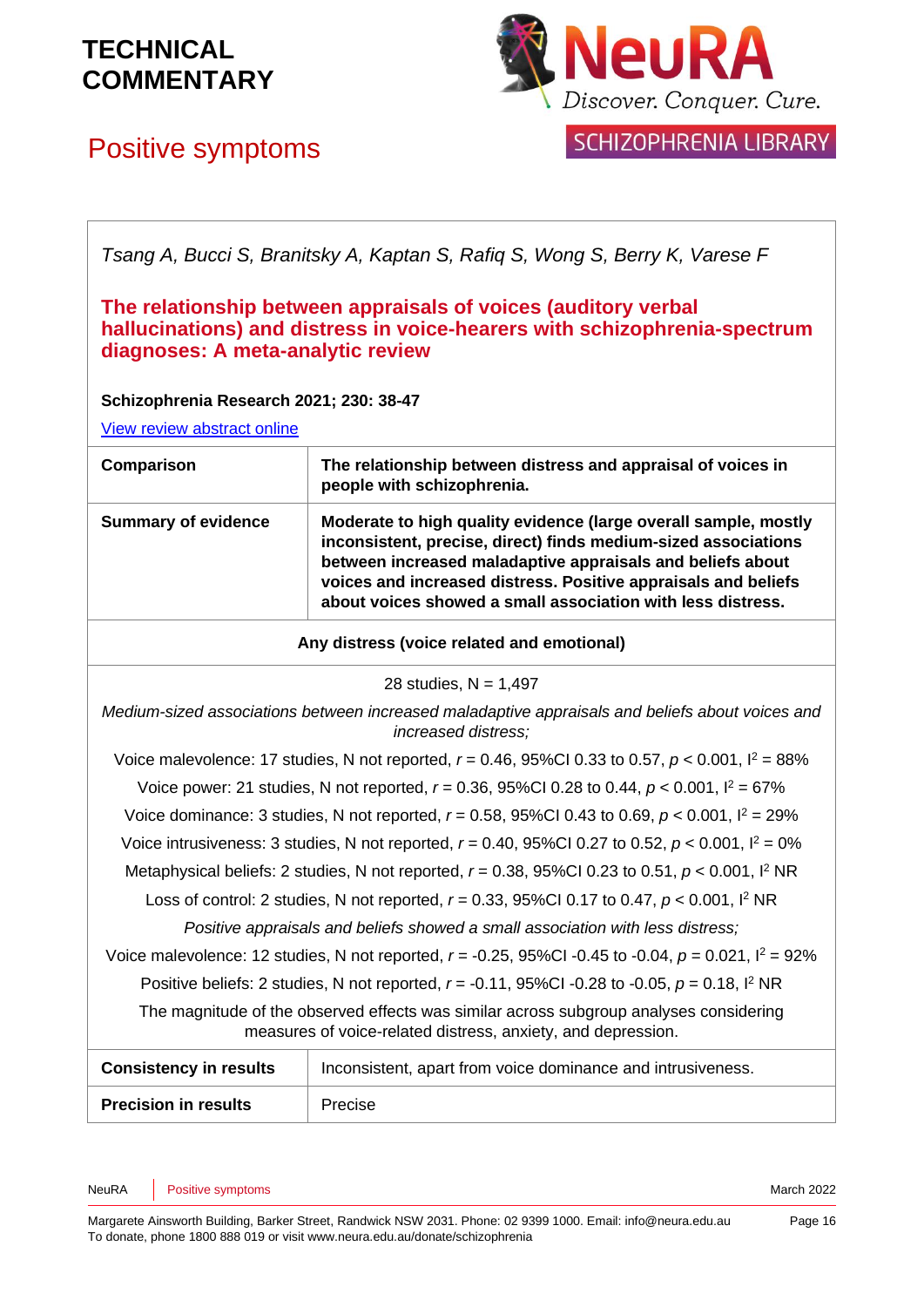# TECHNICAL COMMENTARY

## Positive symptoms

NeuRA Discover. Conquer. Cure.

SCHIZOPHRENIA LIBRARY

*Tsang A, Bucci S, Branitsky A, Kaptan S, Rafiq S, Wong S, Berry K, Varese F*

**The relationship between appraisals of voices (auditory verbal hallucinations) and distress in voice-hearers with schizophrenia-spectrum diagnoses: A meta-analytic review**

**Schizophrenia Research 2021; 230: 38-47**

View review abstract online

| **Comparison** | **The relationship between distress and appraisal of voices in people with schizophrenia.** |
|---|---|
| **Summary of evidence** | **Moderate to high quality evidence (large overall sample, mostly inconsistent, precise, direct) finds medium-sized associations between increased maladaptive appraisals and beliefs about voices and increased distress. Positive appraisals and beliefs about voices showed a small association with less distress.** |
| **Any distress (voice related and emotional)** | |
| 28 studies, N = 1,497<br>*Medium-sized associations between increased maladaptive appraisals and beliefs about voices and increased distress;*<br>Voice malevolence: 17 studies, N not reported, $r$ = 0.46, 95%CI 0.33 to 0.57, $p$ < 0.001, $I^2$ = 88%<br>Voice power: 21 studies, N not reported, $r$ = 0.36, 95%CI 0.28 to 0.44, $p$ < 0.001, $I^2$ = 67%<br>Voice dominance: 3 studies, N not reported, $r$ = 0.58, 95%CI 0.43 to 0.69, $p$ < 0.001, $I^2$ = 29%<br>Voice intrusiveness: 3 studies, N not reported, $r$ = 0.40, 95%CI 0.27 to 0.52, $p$ < 0.001, $I^2$ = 0%<br>Metaphysical beliefs: 2 studies, N not reported, $r$ = 0.38, 95%CI 0.23 to 0.51, $p$ < 0.001, $I^2$ NR<br>Loss of control: 2 studies, N not reported, $r$ = 0.33, 95%CI 0.17 to 0.47, $p$ < 0.001, $I^2$ NR<br>*Positive appraisals and beliefs showed a small association with less distress;*<br>Voice malevolence: 12 studies, N not reported, $r$ = -0.25, 95%CI -0.45 to -0.04, $p$ = 0.021, $I^2$ = 92%<br>Positive beliefs: 2 studies, N not reported, $r$ = -0.11, 95%CI -0.28 to -0.05, $p$ = 0.18, $I^2$ NR<br>The magnitude of the observed effects was similar across subgroup analyses considering measures of voice-related distress, anxiety, and depression. | |
| **Consistency in results** | Inconsistent, apart from voice dominance and intrusiveness. |
| **Precision in results** | Precise |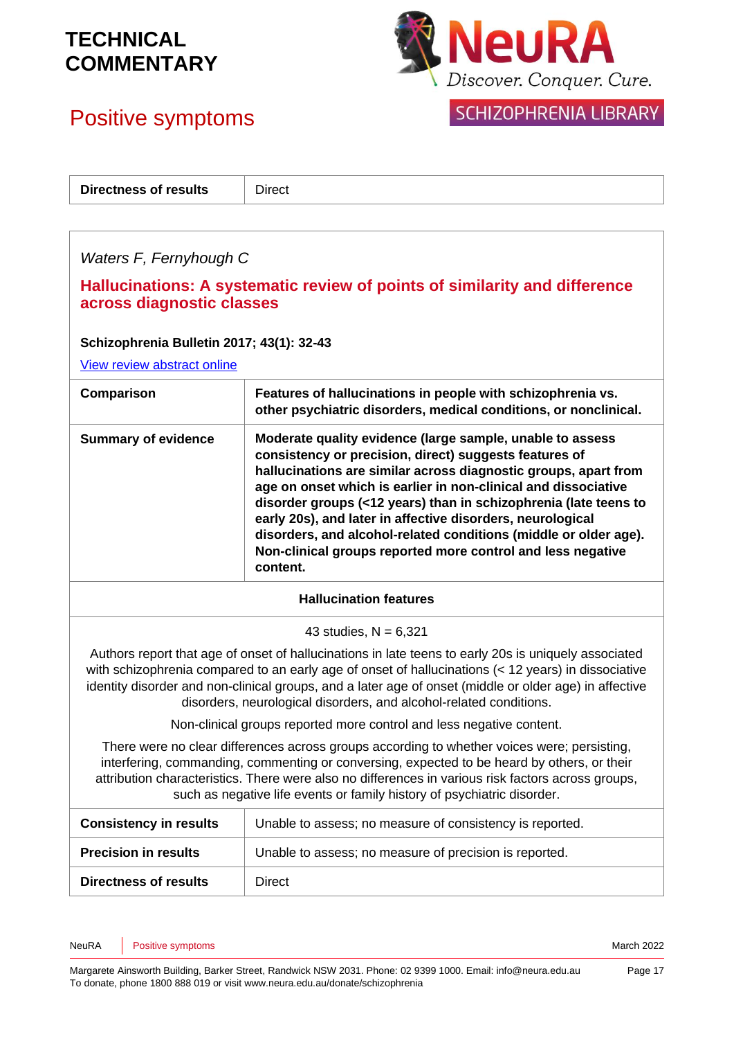| **Directness of results** | Direct |
|---|---|

*Waters F, Fernyhough C*

**Hallucinations: A systematic review of points of similarity and difference across diagnostic classes**

**Schizophrenia Bulletin 2017; 43(1): 32-43**

View review abstract online

| **Comparison** | **Features of hallucinations in people with schizophrenia vs. other psychiatric disorders, medical conditions, or nonclinical.** |
|---|---|
| **Summary of evidence** | **Moderate quality evidence (large sample, unable to assess consistency or precision, direct) suggests features of hallucinations are similar across diagnostic groups, apart from age on onset which is earlier in non-clinical and dissociative disorder groups (<12 years) than in schizophrenia (late teens to early 20s), and later in affective disorders, neurological disorders, and alcohol-related conditions (middle or older age). Non-clinical groups reported more control and less negative content.** |

**Hallucination features**

43 studies, N = 6,321

Authors report that age of onset of hallucinations in late teens to early 20s is uniquely associated with schizophrenia compared to an early age of onset of hallucinations (< 12 years) in dissociative identity disorder and non-clinical groups, and a later age of onset (middle or older age) in affective disorders, neurological disorders, and alcohol-related conditions.

Non-clinical groups reported more control and less negative content.

There were no clear differences across groups according to whether voices were; persisting, interfering, commanding, commenting or conversing, expected to be heard by others, or their attribution characteristics. There were also no differences in various risk factors across groups, such as negative life events or family history of psychiatric disorder.

| **Consistency in results** | Unable to assess; no measure of consistency is reported. |
|---|---|
| **Precision in results** | Unable to assess; no measure of precision is reported. |
| **Directness of results** | Direct |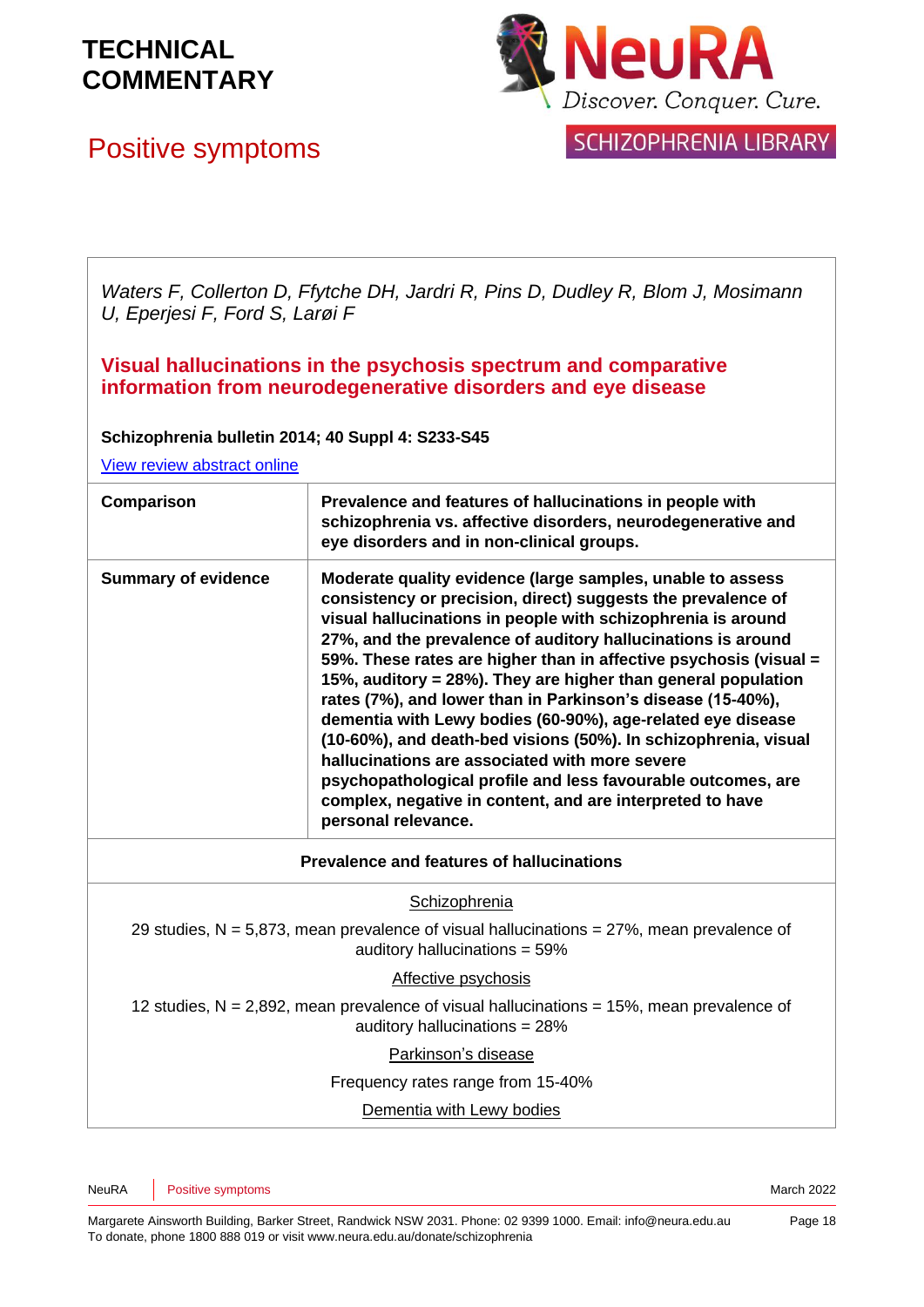*Waters F, Collerton D, Ffytche DH, Jardri R, Pins D, Dudley R, Blom J, Mosimann U, Eperjesi F, Ford S, Larøi F*

### Visual hallucinations in the psychosis spectrum and comparative information from neurodegenerative disorders and eye disease

**Schizophrenia bulletin 2014; 40 Suppl 4: S233-S45**

[View review abstract online](#)

| **Comparison** | **Prevalence and features of hallucinations in people with schizophrenia vs. affective disorders, neurodegenerative and eye disorders and in non-clinical groups.** |
|---|---|
| **Summary of evidence** | **Moderate quality evidence (large samples, unable to assess consistency or precision, direct) suggests the prevalence of visual hallucinations in people with schizophrenia is around 27%, and the prevalence of auditory hallucinations is around 59%. These rates are higher than in affective psychosis (visual = 15%, auditory = 28%). They are higher than general population rates (7%), and lower than in Parkinson's disease (15-40%), dementia with Lewy bodies (60-90%), age-related eye disease (10-60%), and death-bed visions (50%). In schizophrenia, visual hallucinations are associated with more severe psychopathological profile and less favourable outcomes, are complex, negative in content, and are interpreted to have personal relevance.** |

**Prevalence and features of hallucinations**

Schizophrenia

29 studies, N = 5,873, mean prevalence of visual hallucinations = 27%, mean prevalence of auditory hallucinations = 59%

Affective psychosis

12 studies, N = 2,892, mean prevalence of visual hallucinations = 15%, mean prevalence of auditory hallucinations = 28%

Parkinson's disease

Frequency rates range from 15-40%

Dementia with Lewy bodies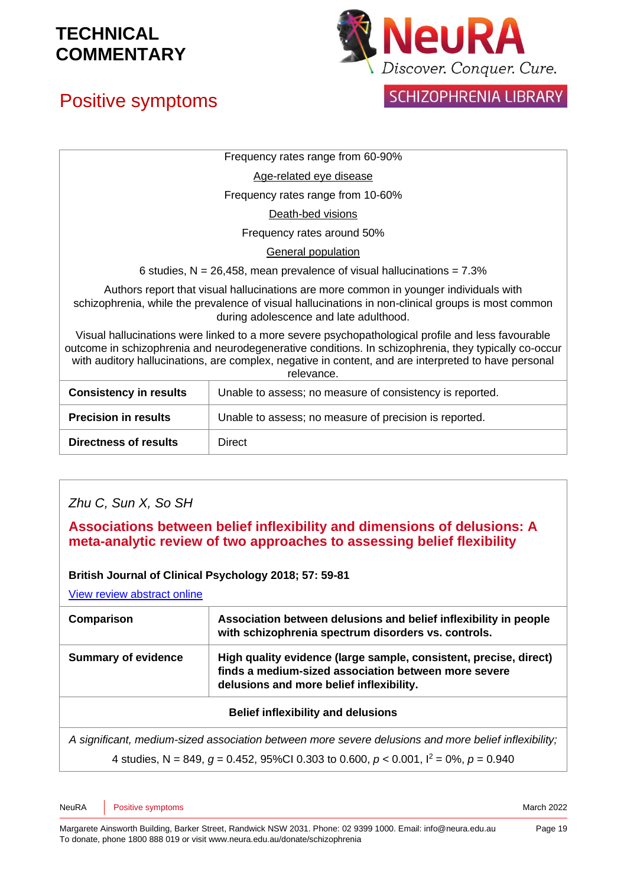Frequency rates range from 60-90%

Age-related eye disease

Frequency rates range from 10-60%

Death-bed visions

Frequency rates around 50%

General population

6 studies, N = 26,458, mean prevalence of visual hallucinations = 7.3%

Authors report that visual hallucinations are more common in younger individuals with schizophrenia, while the prevalence of visual hallucinations in non-clinical groups is most common during adolescence and late adulthood.

Visual hallucinations were linked to a more severe psychopathological profile and less favourable outcome in schizophrenia and neurodegenerative conditions. In schizophrenia, they typically co-occur with auditory hallucinations, are complex, negative in content, and are interpreted to have personal relevance.

| | |
|---|---|
| **Consistency in results** | Unable to assess; no measure of consistency is reported. |
| **Precision in results** | Unable to assess; no measure of precision is reported. |
| **Directness of results** | Direct |

*Zhu C, Sun X, So SH*

## Associations between belief inflexibility and dimensions of delusions: A meta-analytic review of two approaches to assessing belief flexibility

**British Journal of Clinical Psychology 2018; 57: 59-81**

View review abstract online

| | |
|---|---|
| **Comparison** | **Association between delusions and belief inflexibility in people with schizophrenia spectrum disorders vs. controls.** |
| **Summary of evidence** | **High quality evidence (large sample, consistent, precise, direct) finds a medium-sized association between more severe delusions and more belief inflexibility.** |

**Belief inflexibility and delusions**

*A significant, medium-sized association between more severe delusions and more belief inflexibility;*

4 studies, N = 849, $g$ = 0.452, 95%CI 0.303 to 0.600, $p < 0.001$, $I^2$ = 0%, $p$ = 0.940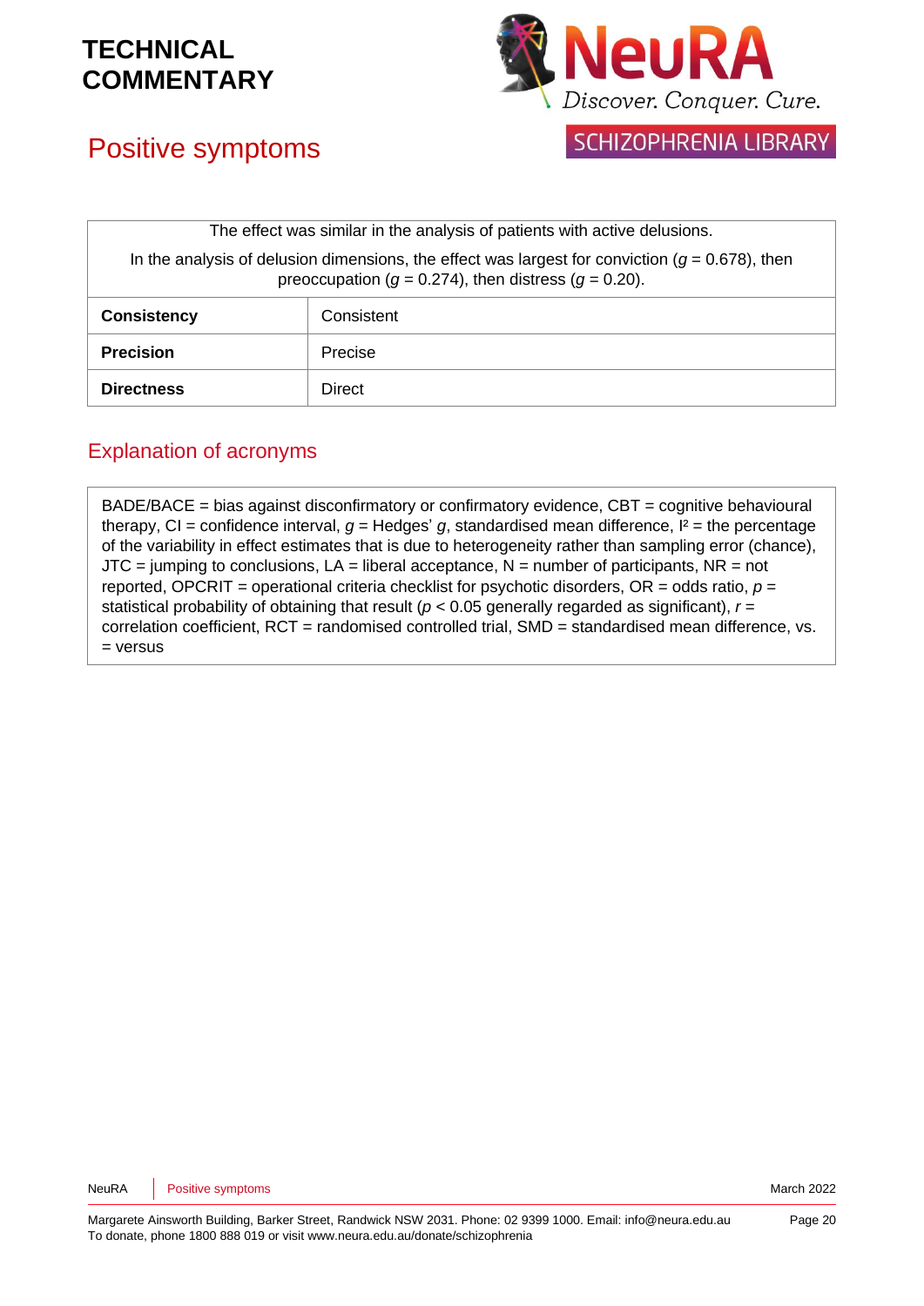# Positive symptoms

| The effect was similar in the analysis of patients with active delusions. In the analysis of delusion dimensions, the effect was largest for conviction ($g$ = 0.678), then preoccupation ($g$ = 0.274), then distress ($g$ = 0.20). | |
|---|---|
| **Consistency** | Consistent |
| **Precision** | Precise |
| **Directness** | Direct |

## Explanation of acronyms

BADE/BACE = bias against disconfirmatory or confirmatory evidence, CBT = cognitive behavioural therapy, CI = confidence interval, $g$ = Hedges' $g$, standardised mean difference, $I^2$ = the percentage of the variability in effect estimates that is due to heterogeneity rather than sampling error (chance), JTC = jumping to conclusions, LA = liberal acceptance, N = number of participants, NR = not reported, OPCRIT = operational criteria checklist for psychotic disorders, OR = odds ratio, $p$ = statistical probability of obtaining that result ($p < 0.05$ generally regarded as significant), $r$ = correlation coefficient, RCT = randomised controlled trial, SMD = standardised mean difference, vs. = versus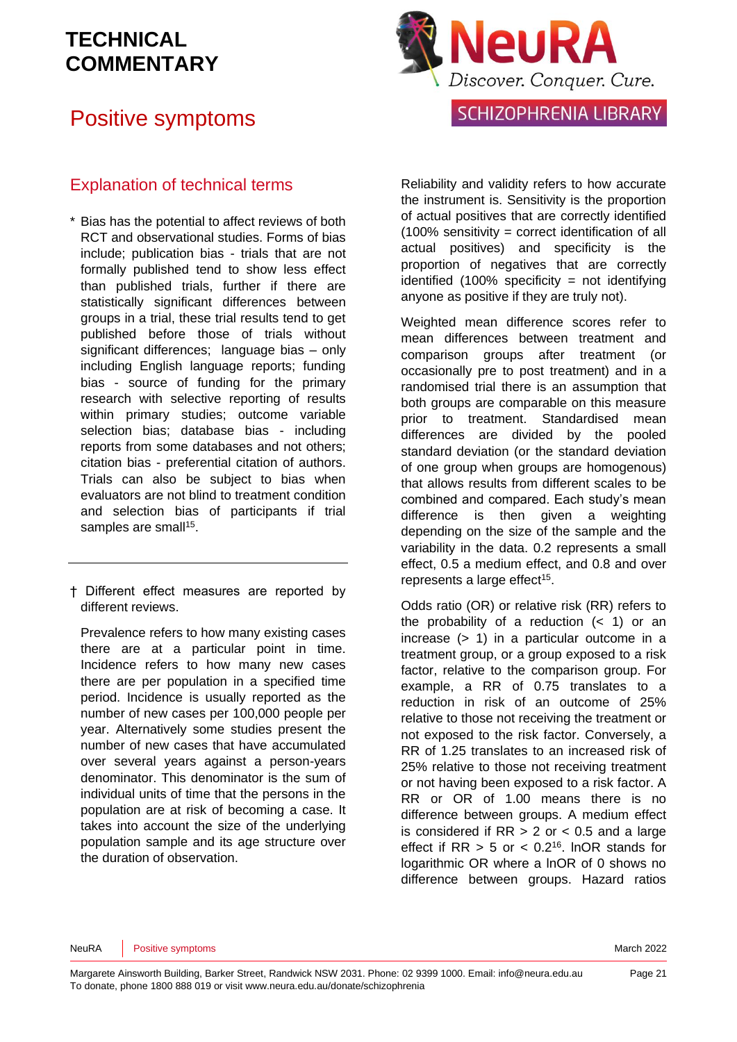# TECHNICAL COMMENTARY

# Positive symptoms

## Explanation of technical terms

\* Bias has the potential to affect reviews of both RCT and observational studies. Forms of bias include; publication bias - trials that are not formally published tend to show less effect than published trials, further if there are statistically significant differences between groups in a trial, these trial results tend to get published before those of trials without significant differences; language bias – only including English language reports; funding bias - source of funding for the primary research with selective reporting of results within primary studies; outcome variable selection bias; database bias - including reports from some databases and not others; citation bias - preferential citation of authors. Trials can also be subject to bias when evaluators are not blind to treatment condition and selection bias of participants if trial samples are small[15].

---

† Different effect measures are reported by different reviews.

Prevalence refers to how many existing cases there are at a particular point in time. Incidence refers to how many new cases there are per population in a specified time period. Incidence is usually reported as the number of new cases per 100,000 people per year. Alternatively some studies present the number of new cases that have accumulated over several years against a person-years denominator. This denominator is the sum of individual units of time that the persons in the population are at risk of becoming a case. It takes into account the size of the underlying population sample and its age structure over the duration of observation.

Reliability and validity refers to how accurate the instrument is. Sensitivity is the proportion of actual positives that are correctly identified (100% sensitivity = correct identification of all actual positives) and specificity is the proportion of negatives that are correctly identified (100% specificity = not identifying anyone as positive if they are truly not).

Weighted mean difference scores refer to mean differences between treatment and comparison groups after treatment (or occasionally pre to post treatment) and in a randomised trial there is an assumption that both groups are comparable on this measure prior to treatment. Standardised mean differences are divided by the pooled standard deviation (or the standard deviation of one group when groups are homogenous) that allows results from different scales to be combined and compared. Each study's mean difference is then given a weighting depending on the size of the sample and the variability in the data. 0.2 represents a small effect, 0.5 a medium effect, and 0.8 and over represents a large effect[15].

Odds ratio (OR) or relative risk (RR) refers to the probability of a reduction (< 1) or an increase (> 1) in a particular outcome in a treatment group, or a group exposed to a risk factor, relative to the comparison group. For example, a RR of 0.75 translates to a reduction in risk of an outcome of 25% relative to those not receiving the treatment or not exposed to the risk factor. Conversely, a RR of 1.25 translates to an increased risk of 25% relative to those not receiving treatment or not having been exposed to a risk factor. A RR or OR of 1.00 means there is no difference between groups. A medium effect is considered if RR > 2 or < 0.5 and a large effect if RR > 5 or < 0.2[16]. lnOR stands for logarithmic OR where a lnOR of 0 shows no difference between groups. Hazard ratios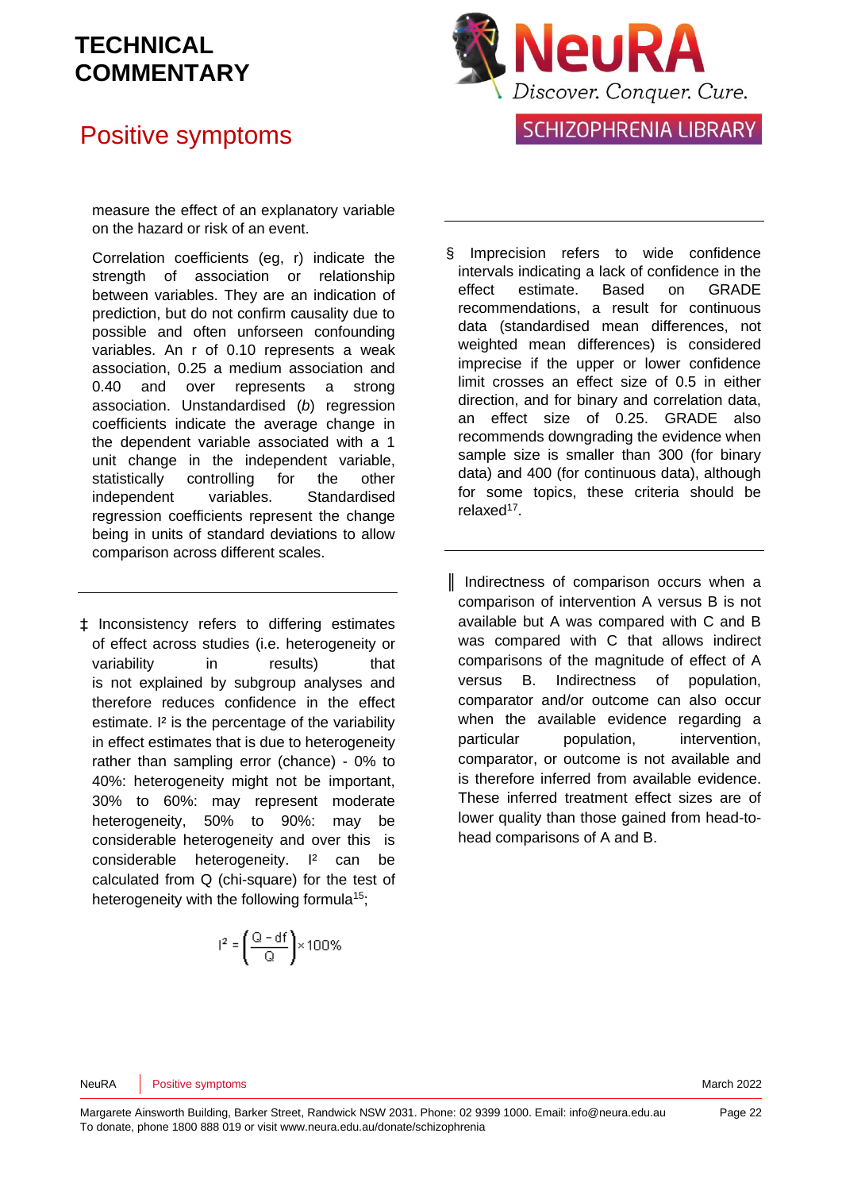measure the effect of an explanatory variable on the hazard or risk of an event.

Correlation coefficients (eg, r) indicate the strength of association or relationship between variables. They are an indication of prediction, but do not confirm causality due to possible and often unforseen confounding variables. An r of 0.10 represents a weak association, 0.25 a medium association and 0.40 and over represents a strong association. Unstandardised (*b*) regression coefficients indicate the average change in the dependent variable associated with a 1 unit change in the independent variable, statistically controlling for the other independent variables. Standardised regression coefficients represent the change being in units of standard deviations to allow comparison across different scales.

---

‡ Inconsistency refers to differing estimates of effect across studies (i.e. heterogeneity or variability in results) that is not explained by subgroup analyses and therefore reduces confidence in the effect estimate. $I^2$ is the percentage of the variability in effect estimates that is due to heterogeneity rather than sampling error (chance) - 0% to 40%: heterogeneity might not be important, 30% to 60%: may represent moderate heterogeneity, 50% to 90%: may be considerable heterogeneity and over this is considerable heterogeneity. $I^2$ can be calculated from Q (chi-square) for the test of heterogeneity with the following formula[15];

$$I^2 = \left(\frac{Q - df}{Q}\right) \times 100\%$$

---

§ Imprecision refers to wide confidence intervals indicating a lack of confidence in the effect estimate. Based on GRADE recommendations, a result for continuous data (standardised mean differences, not weighted mean differences) is considered imprecise if the upper or lower confidence limit crosses an effect size of 0.5 in either direction, and for binary and correlation data, an effect size of 0.25. GRADE also recommends downgrading the evidence when sample size is smaller than 300 (for binary data) and 400 (for continuous data), although for some topics, these criteria should be relaxed[17].

---

‖ Indirectness of comparison occurs when a comparison of intervention A versus B is not available but A was compared with C and B was compared with C that allows indirect comparisons of the magnitude of effect of A versus B. Indirectness of population, comparator and/or outcome can also occur when the available evidence regarding a particular population, intervention, comparator, or outcome is not available and is therefore inferred from available evidence. These inferred treatment effect sizes are of lower quality than those gained from head-to-head comparisons of A and B.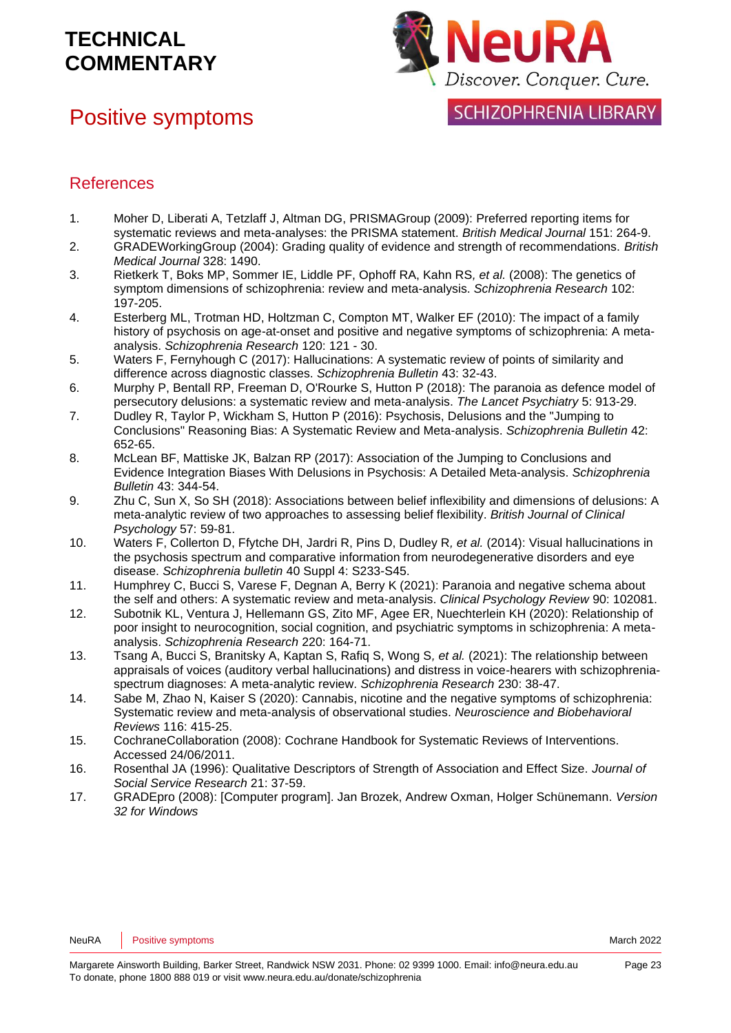## References

1. Moher D, Liberati A, Tetzlaff J, Altman DG, PRISMAGroup (2009): Preferred reporting items for systematic reviews and meta-analyses: the PRISMA statement. *British Medical Journal* 151: 264-9.
2. GRADEWorkingGroup (2004): Grading quality of evidence and strength of recommendations. *British Medical Journal* 328: 1490.
3. Rietkerk T, Boks MP, Sommer IE, Liddle PF, Ophoff RA, Kahn RS*, et al.* (2008): The genetics of symptom dimensions of schizophrenia: review and meta-analysis. *Schizophrenia Research* 102: 197-205.
4. Esterberg ML, Trotman HD, Holtzman C, Compton MT, Walker EF (2010): The impact of a family history of psychosis on age-at-onset and positive and negative symptoms of schizophrenia: A meta-analysis. *Schizophrenia Research* 120: 121 - 30.
5. Waters F, Fernyhough C (2017): Hallucinations: A systematic review of points of similarity and difference across diagnostic classes. *Schizophrenia Bulletin* 43: 32-43.
6. Murphy P, Bentall RP, Freeman D, O'Rourke S, Hutton P (2018): The paranoia as defence model of persecutory delusions: a systematic review and meta-analysis. *The Lancet Psychiatry* 5: 913-29.
7. Dudley R, Taylor P, Wickham S, Hutton P (2016): Psychosis, Delusions and the "Jumping to Conclusions" Reasoning Bias: A Systematic Review and Meta-analysis. *Schizophrenia Bulletin* 42: 652-65.
8. McLean BF, Mattiske JK, Balzan RP (2017): Association of the Jumping to Conclusions and Evidence Integration Biases With Delusions in Psychosis: A Detailed Meta-analysis. *Schizophrenia Bulletin* 43: 344-54.
9. Zhu C, Sun X, So SH (2018): Associations between belief inflexibility and dimensions of delusions: A meta-analytic review of two approaches to assessing belief flexibility. *British Journal of Clinical Psychology* 57: 59-81.
10. Waters F, Collerton D, Ffytche DH, Jardri R, Pins D, Dudley R*, et al.* (2014): Visual hallucinations in the psychosis spectrum and comparative information from neurodegenerative disorders and eye disease. *Schizophrenia bulletin* 40 Suppl 4: S233-S45.
11. Humphrey C, Bucci S, Varese F, Degnan A, Berry K (2021): Paranoia and negative schema about the self and others: A systematic review and meta-analysis. *Clinical Psychology Review* 90: 102081.
12. Subotnik KL, Ventura J, Hellemann GS, Zito MF, Agee ER, Nuechterlein KH (2020): Relationship of poor insight to neurocognition, social cognition, and psychiatric symptoms in schizophrenia: A meta-analysis. *Schizophrenia Research* 220: 164-71.
13. Tsang A, Bucci S, Branitsky A, Kaptan S, Rafiq S, Wong S*, et al.* (2021): The relationship between appraisals of voices (auditory verbal hallucinations) and distress in voice-hearers with schizophrenia-spectrum diagnoses: A meta-analytic review. *Schizophrenia Research* 230: 38-47.
14. Sabe M, Zhao N, Kaiser S (2020): Cannabis, nicotine and the negative symptoms of schizophrenia: Systematic review and meta-analysis of observational studies. *Neuroscience and Biobehavioral Reviews* 116: 415-25.
15. CochraneCollaboration (2008): Cochrane Handbook for Systematic Reviews of Interventions. Accessed 24/06/2011.
16. Rosenthal JA (1996): Qualitative Descriptors of Strength of Association and Effect Size. *Journal of Social Service Research* 21: 37-59.
17. GRADEpro (2008): [Computer program]. Jan Brozek, Andrew Oxman, Holger Schünemann. *Version 32 for Windows*